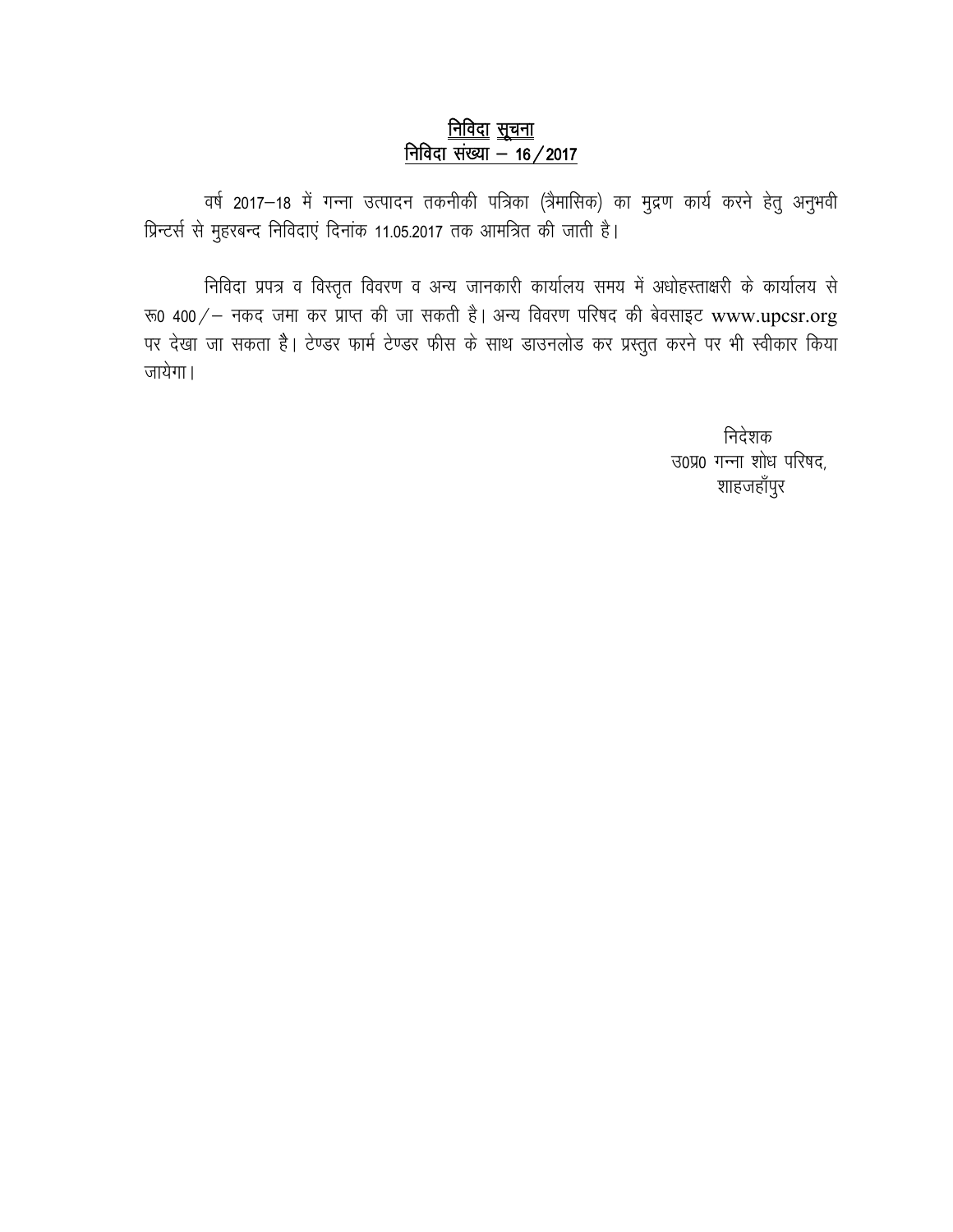## निविदा सूचना
## निविदा संख्या – 16/2017

वर्ष 2017–18 में गन्ना उत्पादन तकनीकी पत्रिका (त्रैमासिक) का मुद्रण कार्य करने हेतु अनुभवी प्रिन्टर्स से मुहरबन्द निविदाएं दिनांक 11.05.2017 तक आमन्त्रित की जाती है।

निविदा प्रपत्र व विस्तृत विवरण व अन्य जानकारी कार्यालय समय में अधोहस्ताक्षरी के कार्यालय से रू0 400/– नकद जमा कर प्राप्त की जा सकती है। अन्य विवरण परिषद की बेवसाइट www.upcsr.org पर देखा जा सकता है। टेण्डर फार्म टेण्डर फीस के साथ डाउनलोड कर प्रस्तुत करने पर भी स्वीकार किया जायेगा।

निदेशक
उ0प्र0 गन्ना शोध परिषद,
शाहजहाँपुर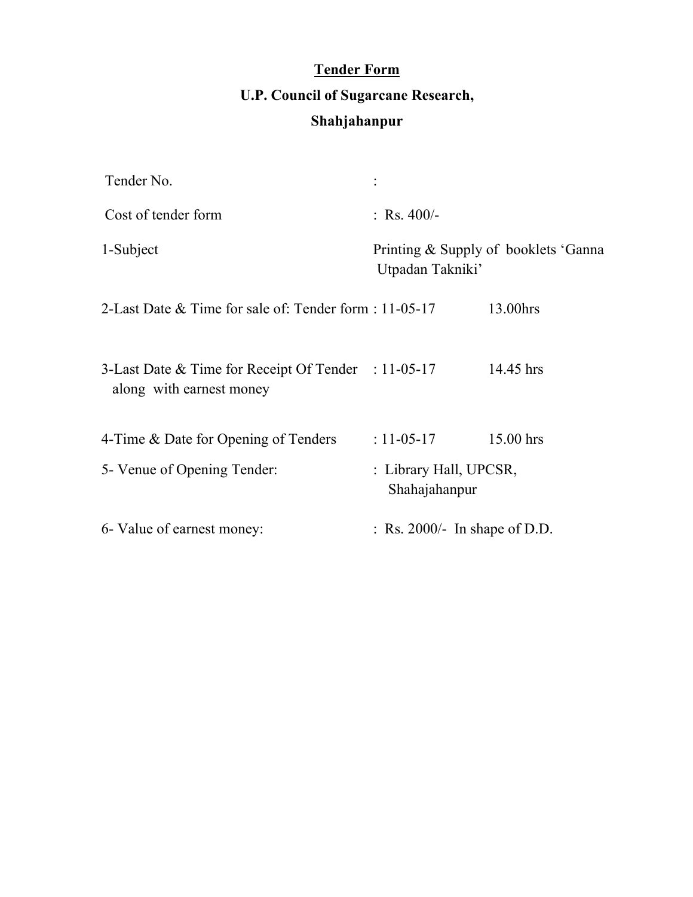# Tender Form

## U.P. Council of Sugarcane Research,

## Shahjahanpur

| | | |
|---|---|---|
| Tender No. | : | |
| Cost of tender form | : Rs. 400/- | |
| 1-Subject | Printing & Supply of booklets 'Ganna Utpadan Takniki' | |
| 2-Last Date & Time for sale of: Tender form | : 11-05-17 | 13.00hrs |
| 3-Last Date & Time for Receipt Of Tender along with earnest money | : 11-05-17 | 14.45 hrs |
| 4-Time & Date for Opening of Tenders | : 11-05-17 | 15.00 hrs |
| 5- Venue of Opening Tender: | : Library Hall, UPCSR, Shahajahanpur | |
| 6- Value of earnest money: | : Rs. 2000/- In shape of D.D. | |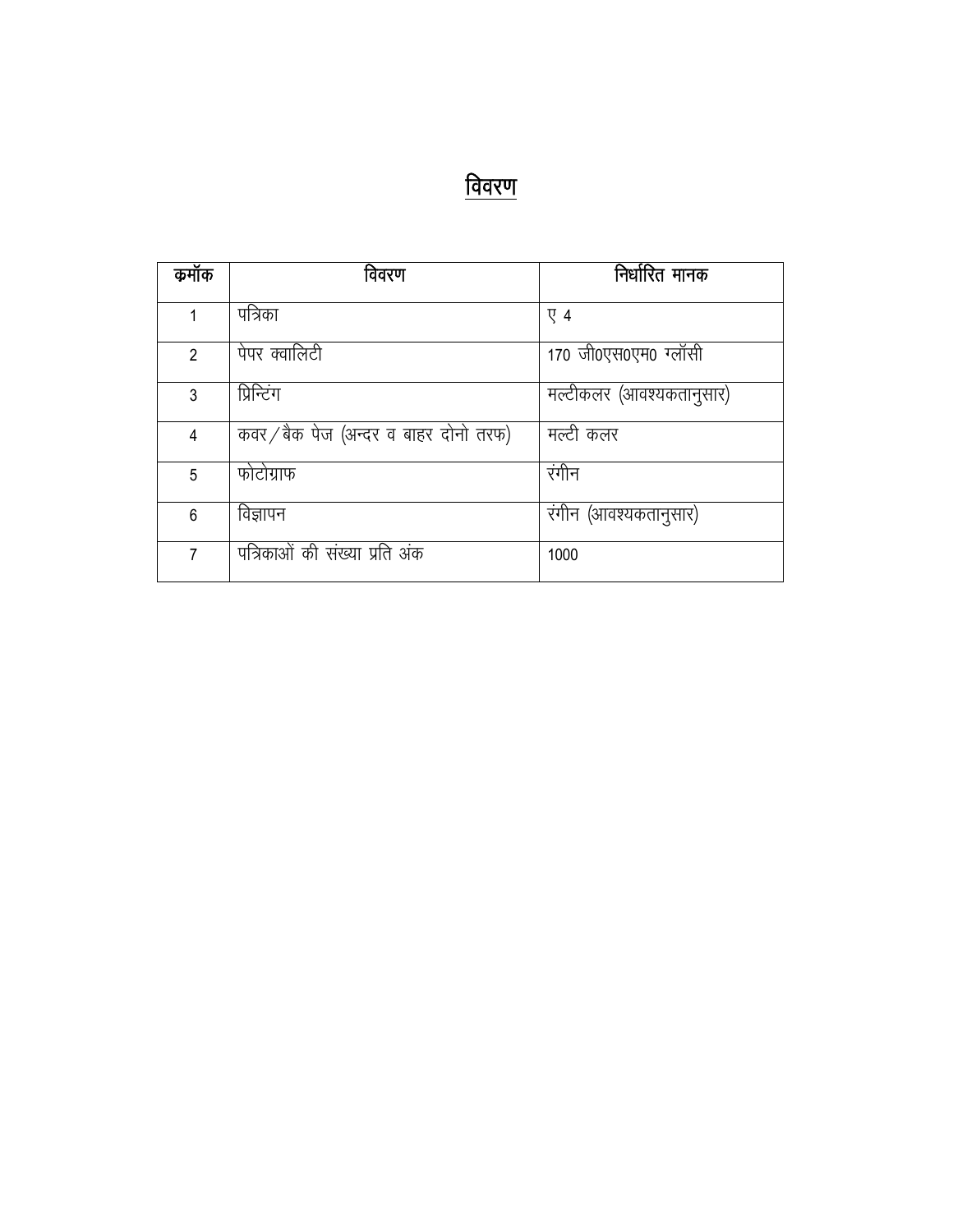# विवरण

| क्रमॉक | विवरण | निर्धारित मानक |
|---|---|---|
| 1 | पत्रिका | ए 4 |
| 2 | पेपर क्वालिटी | 170 जी0एस0एम0 ग्लॉसी |
| 3 | प्रिन्टिंग | मल्टीकलर (आवश्यकतानुसार) |
| 4 | कवर/बैक पेज (अन्दर व बाहर दोनो तरफ) | मल्टी कलर |
| 5 | फोटोग्राफ | रंगीन |
| 6 | विज्ञापन | रंगीन (आवश्यकतानुसार) |
| 7 | पत्रिकाओं की संख्या प्रति अंक | 1000 |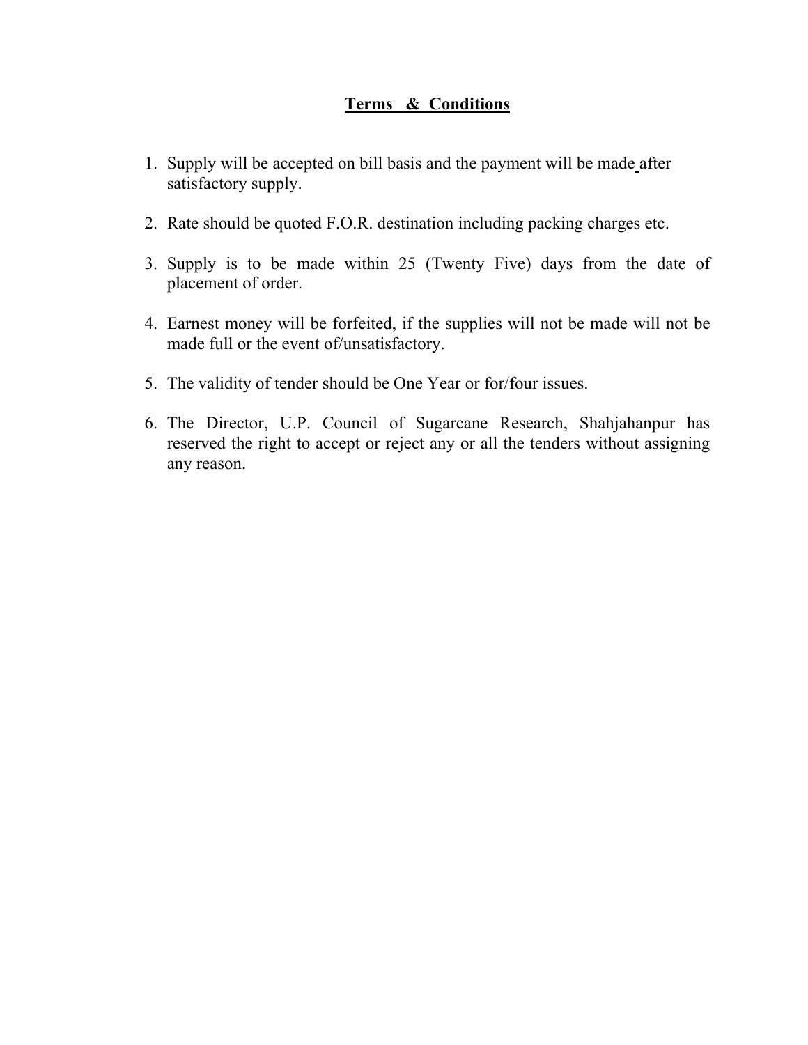## **Terms & Conditions**

1. Supply will be accepted on bill basis and the payment will be made after satisfactory supply.

2. Rate should be quoted F.O.R. destination including packing charges etc.

3. Supply is to be made within 25 (Twenty Five) days from the date of placement of order.

4. Earnest money will be forfeited, if the supplies will not be made will not be made full or the event of/unsatisfactory.

5. The validity of tender should be One Year or for/four issues.

6. The Director, U.P. Council of Sugarcane Research, Shahjahanpur has reserved the right to accept or reject any or all the tenders without assigning any reason.